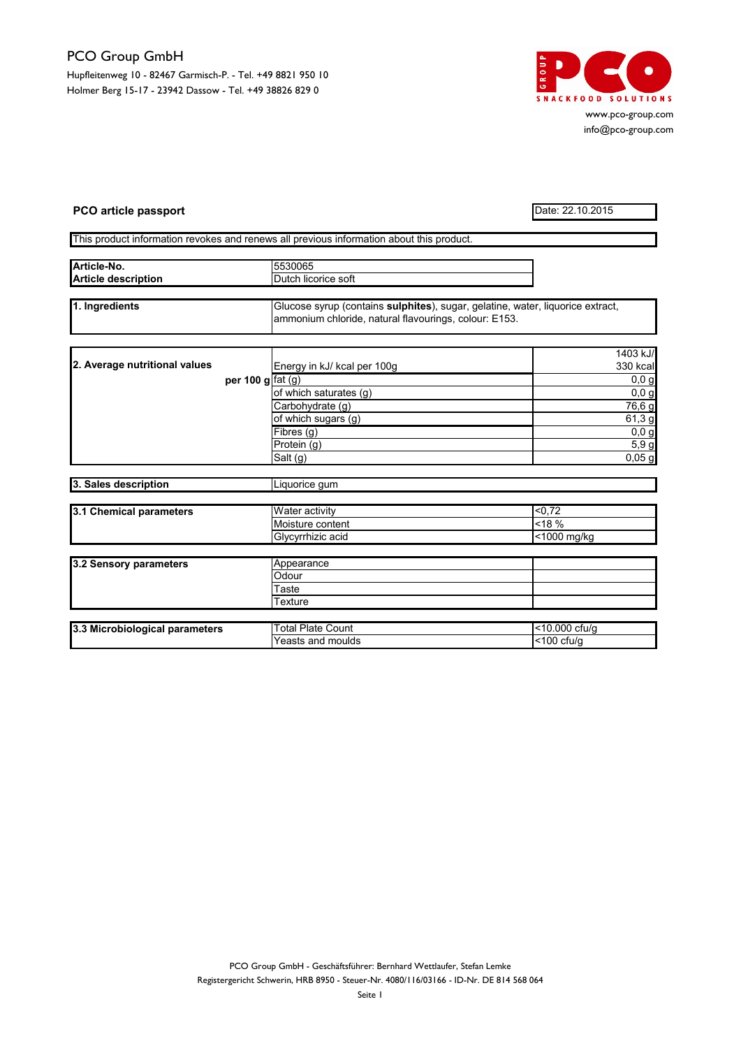PCO Group GmbH

Hupfleitenweg 10 - 82467 Garmisch-P. - Tel. +49 8821 950 10
Holmer Berg 15-17 - 23942 Dassow - Tel. +49 38826 829 0

www.pco-group.com
info@pco-group.com

**PCO article passport**

Date: 22.10.2015

This product information revokes and renews all previous information about this product.

| | |
|---|---|
| **Article-No.** | 5530065 |
| **Article description** | Dutch licorice soft |

| | |
|---|---|
| **1. Ingredients** | Glucose syrup (contains **sulphites**), sugar, gelatine, water, liquorice extract, ammonium chloride, natural flavourings, colour: E153. |

| | | |
|---|---|---|
| **2. Average nutritional values** | Energy in kJ/ kcal per 100g | 1403 kJ/ 330 kcal |
| **per 100 g** | fat (g) | 0,0 g |
| | of which saturates (g) | 0,0 g |
| | Carbohydrate (g) | 76,6 g |
| | of which sugars (g) | 61,3 g |
| | Fibres (g) | 0,0 g |
| | Protein (g) | 5,9 g |
| | Salt (g) | 0,05 g |

| | |
|---|---|
| **3. Sales description** | Liquorice gum |

| | | |
|---|---|---|
| **3.1 Chemical parameters** | Water activity | <0,72 |
| | Moisture content | <18 % |
| | Glycyrrhizic acid | <1000 mg/kg |

| | | |
|---|---|---|
| **3.2 Sensory parameters** | Appearance | |
| | Odour | |
| | Taste | |
| | Texture | |

| | | |
|---|---|---|
| **3.3 Microbiological parameters** | Total Plate Count | <10.000 cfu/g |
| | Yeasts and moulds | <100 cfu/g |

PCO Group GmbH - Geschäftsführer: Bernhard Wettlaufer, Stefan Lemke
Registergericht Schwerin, HRB 8950 - Steuer-Nr. 4080/116/03166 - ID-Nr. DE 814 568 064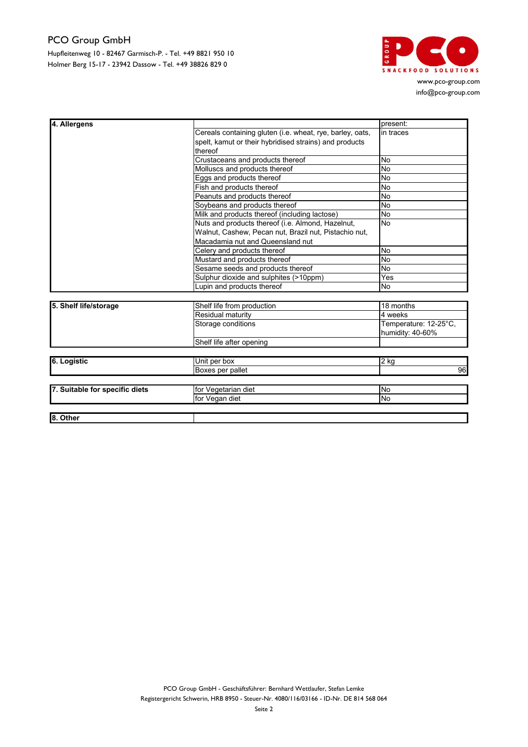PCO Group GmbH

Hupfleitenweg 10 - 82467 Garmisch-P. - Tel. +49 8821 950 10
Holmer Berg 15-17 - 23942 Dassow - Tel. +49 38826 829 0

www.pco-group.com
info@pco-group.com

| 4. Allergens | | present: |
| --- | --- | --- |
| | Cereals containing gluten (i.e. wheat, rye, barley, oats, spelt, kamut or their hybridised strains) and products thereof | in traces |
| | Crustaceans and products thereof | No |
| | Molluscs and products thereof | No |
| | Eggs and products thereof | No |
| | Fish and products thereof | No |
| | Peanuts and products thereof | No |
| | Soybeans and products thereof | No |
| | Milk and products thereof (including lactose) | No |
| | Nuts and products thereof (i.e. Almond, Hazelnut, Walnut, Cashew, Pecan nut, Brazil nut, Pistachio nut, Macadamia nut and Queensland nut | No |
| | Celery and products thereof | No |
| | Mustard and products thereof | No |
| | Sesame seeds and products thereof | No |
| | Sulphur dioxide and sulphites (>10ppm) | Yes |
| | Lupin and products thereof | No |

| 5. Shelf life/storage | Shelf life from production | 18 months |
| --- | --- | --- |
| | Residual maturity | 4 weeks |
| | Storage conditions | Temperature: 12-25°C, humidity: 40-60% |
| | Shelf life after opening | |

| 6. Logistic | Unit per box | 2 kg |
| --- | --- | --- |
| | Boxes per pallet | 96 |

| 7. Suitable for specific diets | for Vegetarian diet | No |
| --- | --- | --- |
| | for Vegan diet | No |

| 8. Other | |
| --- | --- |

PCO Group GmbH - Geschäftsführer: Bernhard Wettlaufer, Stefan Lemke
Registergericht Schwerin, HRB 8950 - Steuer-Nr. 4080/116/03166 - ID-Nr. DE 814 568 064